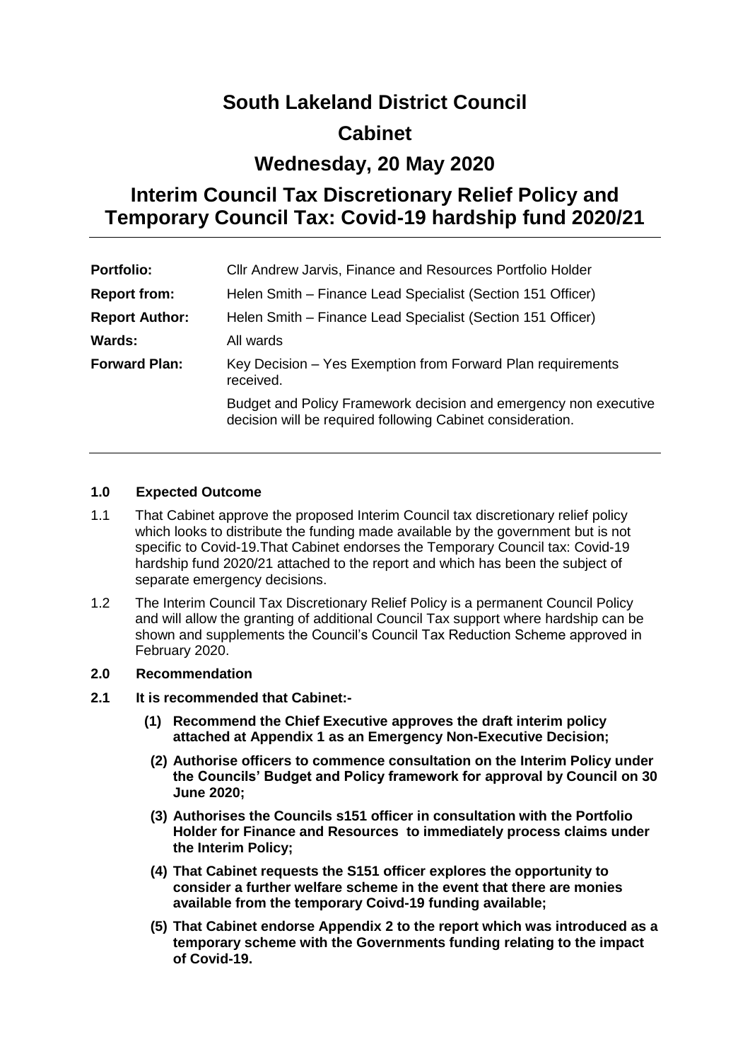# South Lakeland District Council

# Cabinet

# Wednesday, 20 May 2020

# Interim Council Tax Discretionary Relief Policy and Temporary Council Tax: Covid-19 hardship fund 2020/21

| | |
|---|---|
| **Portfolio:** | Cllr Andrew Jarvis, Finance and Resources Portfolio Holder |
| **Report from:** | Helen Smith – Finance Lead Specialist (Section 151 Officer) |
| **Report Author:** | Helen Smith – Finance Lead Specialist (Section 151 Officer) |
| **Wards:** | All wards |
| **Forward Plan:** | Key Decision – Yes Exemption from Forward Plan requirements received.<br><br>Budget and Policy Framework decision and emergency non executive decision will be required following Cabinet consideration. |

## 1.0 Expected Outcome

1.1 That Cabinet approve the proposed Interim Council tax discretionary relief policy which looks to distribute the funding made available by the government but is not specific to Covid-19.That Cabinet endorses the Temporary Council tax: Covid-19 hardship fund 2020/21 attached to the report and which has been the subject of separate emergency decisions.

1.2 The Interim Council Tax Discretionary Relief Policy is a permanent Council Policy and will allow the granting of additional Council Tax support where hardship can be shown and supplements the Council's Council Tax Reduction Scheme approved in February 2020.

## 2.0 Recommendation

**2.1 It is recommended that Cabinet:-**

**(1) Recommend the Chief Executive approves the draft interim policy attached at Appendix 1 as an Emergency Non-Executive Decision;**

**(2) Authorise officers to commence consultation on the Interim Policy under the Councils' Budget and Policy framework for approval by Council on 30 June 2020;**

**(3) Authorises the Councils s151 officer in consultation with the Portfolio Holder for Finance and Resources to immediately process claims under the Interim Policy;**

**(4) That Cabinet requests the S151 officer explores the opportunity to consider a further welfare scheme in the event that there are monies available from the temporary Coivd-19 funding available;**

**(5) That Cabinet endorse Appendix 2 to the report which was introduced as a temporary scheme with the Governments funding relating to the impact of Covid-19.**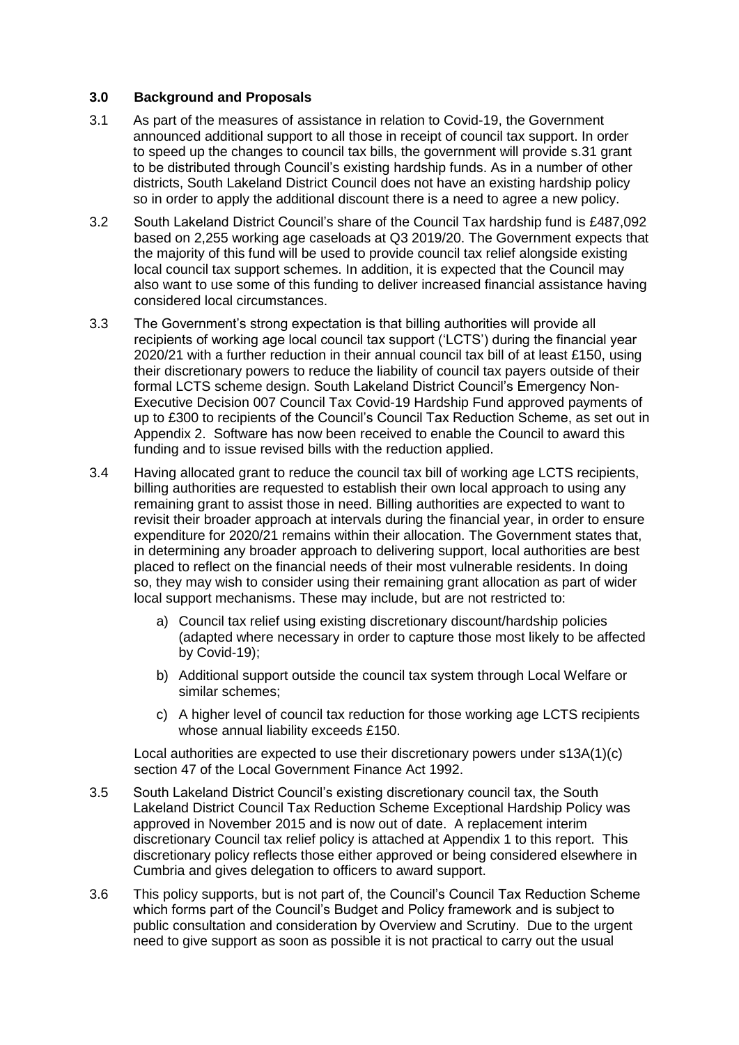### 3.0 Background and Proposals

3.1 As part of the measures of assistance in relation to Covid-19, the Government announced additional support to all those in receipt of council tax support. In order to speed up the changes to council tax bills, the government will provide s.31 grant to be distributed through Council's existing hardship funds. As in a number of other districts, South Lakeland District Council does not have an existing hardship policy so in order to apply the additional discount there is a need to agree a new policy.

3.2 South Lakeland District Council's share of the Council Tax hardship fund is £487,092 based on 2,255 working age caseloads at Q3 2019/20. The Government expects that the majority of this fund will be used to provide council tax relief alongside existing local council tax support schemes. In addition, it is expected that the Council may also want to use some of this funding to deliver increased financial assistance having considered local circumstances.

3.3 The Government's strong expectation is that billing authorities will provide all recipients of working age local council tax support ('LCTS') during the financial year 2020/21 with a further reduction in their annual council tax bill of at least £150, using their discretionary powers to reduce the liability of council tax payers outside of their formal LCTS scheme design. South Lakeland District Council's Emergency Non-Executive Decision 007 Council Tax Covid-19 Hardship Fund approved payments of up to £300 to recipients of the Council's Council Tax Reduction Scheme, as set out in Appendix 2. Software has now been received to enable the Council to award this funding and to issue revised bills with the reduction applied.

3.4 Having allocated grant to reduce the council tax bill of working age LCTS recipients, billing authorities are requested to establish their own local approach to using any remaining grant to assist those in need. Billing authorities are expected to want to revisit their broader approach at intervals during the financial year, in order to ensure expenditure for 2020/21 remains within their allocation. The Government states that, in determining any broader approach to delivering support, local authorities are best placed to reflect on the financial needs of their most vulnerable residents. In doing so, they may wish to consider using their remaining grant allocation as part of wider local support mechanisms. These may include, but are not restricted to:

a) Council tax relief using existing discretionary discount/hardship policies (adapted where necessary in order to capture those most likely to be affected by Covid-19);

b) Additional support outside the council tax system through Local Welfare or similar schemes;

c) A higher level of council tax reduction for those working age LCTS recipients whose annual liability exceeds £150.

Local authorities are expected to use their discretionary powers under s13A(1)(c) section 47 of the Local Government Finance Act 1992.

3.5 South Lakeland District Council's existing discretionary council tax, the South Lakeland District Council Tax Reduction Scheme Exceptional Hardship Policy was approved in November 2015 and is now out of date. A replacement interim discretionary Council tax relief policy is attached at Appendix 1 to this report. This discretionary policy reflects those either approved or being considered elsewhere in Cumbria and gives delegation to officers to award support.

3.6 This policy supports, but is not part of, the Council's Council Tax Reduction Scheme which forms part of the Council's Budget and Policy framework and is subject to public consultation and consideration by Overview and Scrutiny. Due to the urgent need to give support as soon as possible it is not practical to carry out the usual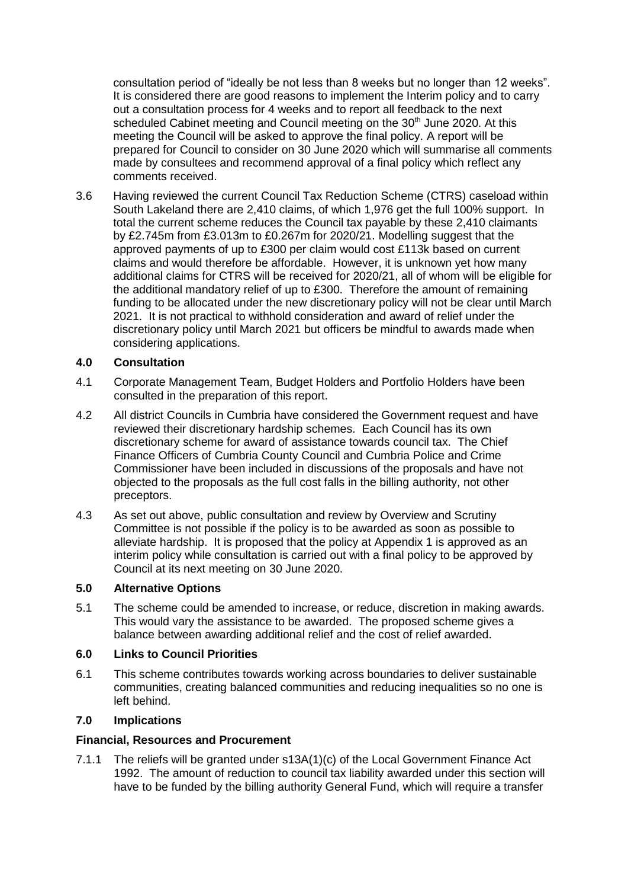consultation period of "ideally be not less than 8 weeks but no longer than 12 weeks". It is considered there are good reasons to implement the Interim policy and to carry out a consultation process for 4 weeks and to report all feedback to the next scheduled Cabinet meeting and Council meeting on the 30th June 2020. At this meeting the Council will be asked to approve the final policy. A report will be prepared for Council to consider on 30 June 2020 which will summarise all comments made by consultees and recommend approval of a final policy which reflect any comments received.

3.6 Having reviewed the current Council Tax Reduction Scheme (CTRS) caseload within South Lakeland there are 2,410 claims, of which 1,976 get the full 100% support. In total the current scheme reduces the Council tax payable by these 2,410 claimants by £2.745m from £3.013m to £0.267m for 2020/21. Modelling suggest that the approved payments of up to £300 per claim would cost £113k based on current claims and would therefore be affordable. However, it is unknown yet how many additional claims for CTRS will be received for 2020/21, all of whom will be eligible for the additional mandatory relief of up to £300. Therefore the amount of remaining funding to be allocated under the new discretionary policy will not be clear until March 2021. It is not practical to withhold consideration and award of relief under the discretionary policy until March 2021 but officers be mindful to awards made when considering applications.

## 4.0 Consultation

4.1 Corporate Management Team, Budget Holders and Portfolio Holders have been consulted in the preparation of this report.

4.2 All district Councils in Cumbria have considered the Government request and have reviewed their discretionary hardship schemes. Each Council has its own discretionary scheme for award of assistance towards council tax. The Chief Finance Officers of Cumbria County Council and Cumbria Police and Crime Commissioner have been included in discussions of the proposals and have not objected to the proposals as the full cost falls in the billing authority, not other preceptors.

4.3 As set out above, public consultation and review by Overview and Scrutiny Committee is not possible if the policy is to be awarded as soon as possible to alleviate hardship. It is proposed that the policy at Appendix 1 is approved as an interim policy while consultation is carried out with a final policy to be approved by Council at its next meeting on 30 June 2020.

## 5.0 Alternative Options

5.1 The scheme could be amended to increase, or reduce, discretion in making awards. This would vary the assistance to be awarded. The proposed scheme gives a balance between awarding additional relief and the cost of relief awarded.

## 6.0 Links to Council Priorities

6.1 This scheme contributes towards working across boundaries to deliver sustainable communities, creating balanced communities and reducing inequalities so no one is left behind.

## 7.0 Implications

### Financial, Resources and Procurement

7.1.1 The reliefs will be granted under s13A(1)(c) of the Local Government Finance Act 1992. The amount of reduction to council tax liability awarded under this section will have to be funded by the billing authority General Fund, which will require a transfer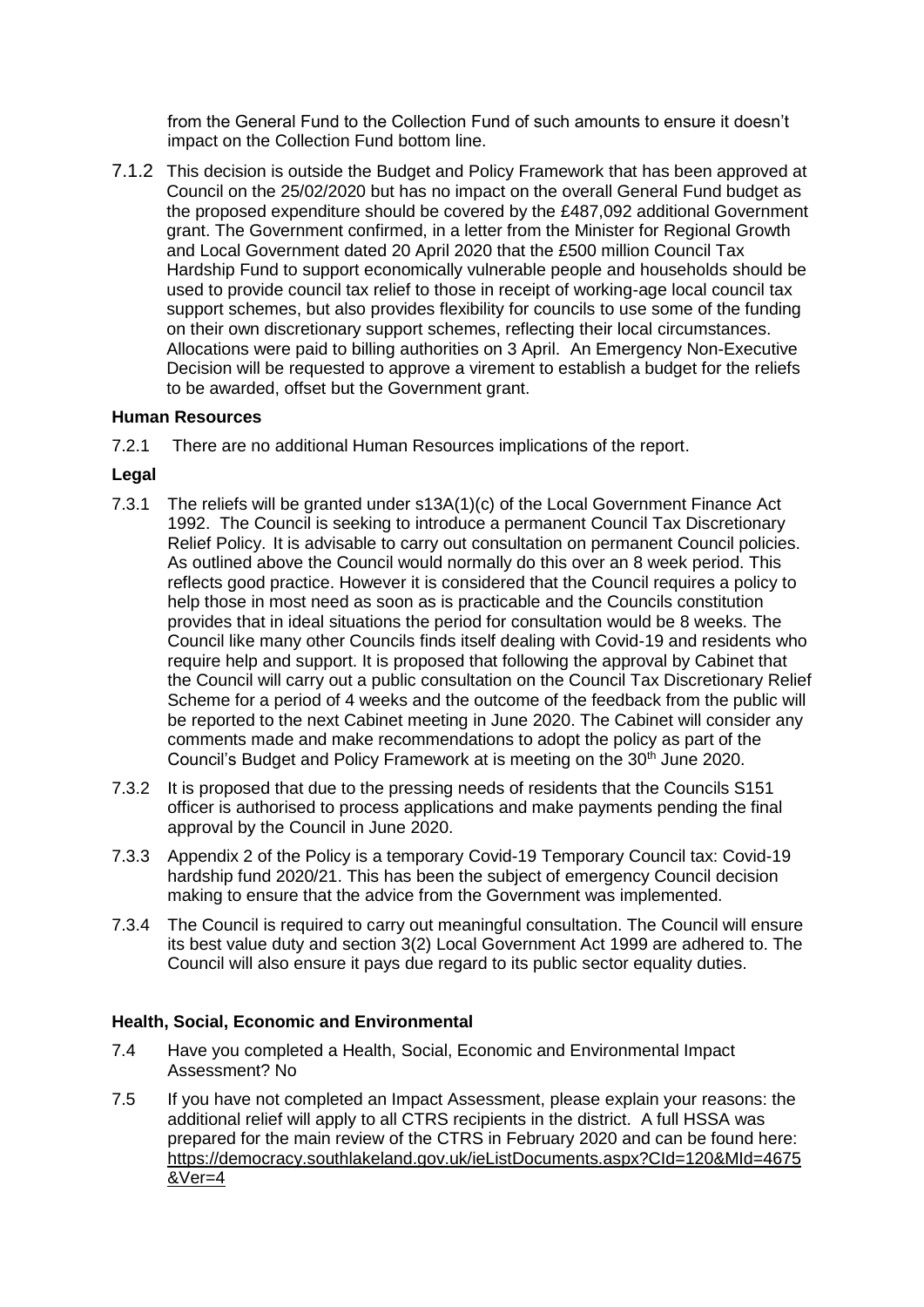from the General Fund to the Collection Fund of such amounts to ensure it doesn't impact on the Collection Fund bottom line.

7.1.2 This decision is outside the Budget and Policy Framework that has been approved at Council on the 25/02/2020 but has no impact on the overall General Fund budget as the proposed expenditure should be covered by the £487,092 additional Government grant. The Government confirmed, in a letter from the Minister for Regional Growth and Local Government dated 20 April 2020 that the £500 million Council Tax Hardship Fund to support economically vulnerable people and households should be used to provide council tax relief to those in receipt of working-age local council tax support schemes, but also provides flexibility for councils to use some of the funding on their own discretionary support schemes, reflecting their local circumstances. Allocations were paid to billing authorities on 3 April. An Emergency Non-Executive Decision will be requested to approve a virement to establish a budget for the reliefs to be awarded, offset but the Government grant.

**Human Resources**

7.2.1 There are no additional Human Resources implications of the report.

**Legal**

7.3.1 The reliefs will be granted under s13A(1)(c) of the Local Government Finance Act 1992. The Council is seeking to introduce a permanent Council Tax Discretionary Relief Policy. It is advisable to carry out consultation on permanent Council policies. As outlined above the Council would normally do this over an 8 week period. This reflects good practice. However it is considered that the Council requires a policy to help those in most need as soon as is practicable and the Councils constitution provides that in ideal situations the period for consultation would be 8 weeks. The Council like many other Councils finds itself dealing with Covid-19 and residents who require help and support. It is proposed that following the approval by Cabinet that the Council will carry out a public consultation on the Council Tax Discretionary Relief Scheme for a period of 4 weeks and the outcome of the feedback from the public will be reported to the next Cabinet meeting in June 2020. The Cabinet will consider any comments made and make recommendations to adopt the policy as part of the Council's Budget and Policy Framework at is meeting on the 30th June 2020.

7.3.2 It is proposed that due to the pressing needs of residents that the Councils S151 officer is authorised to process applications and make payments pending the final approval by the Council in June 2020.

7.3.3 Appendix 2 of the Policy is a temporary Covid-19 Temporary Council tax: Covid-19 hardship fund 2020/21. This has been the subject of emergency Council decision making to ensure that the advice from the Government was implemented.

7.3.4 The Council is required to carry out meaningful consultation. The Council will ensure its best value duty and section 3(2) Local Government Act 1999 are adhered to. The Council will also ensure it pays due regard to its public sector equality duties.

**Health, Social, Economic and Environmental**

7.4 Have you completed a Health, Social, Economic and Environmental Impact Assessment? No

7.5 If you have not completed an Impact Assessment, please explain your reasons: the additional relief will apply to all CTRS recipients in the district. A full HSSA was prepared for the main review of the CTRS in February 2020 and can be found here: https://democracy.southlakeland.gov.uk/ieListDocuments.aspx?CId=120&MId=4675&Ver=4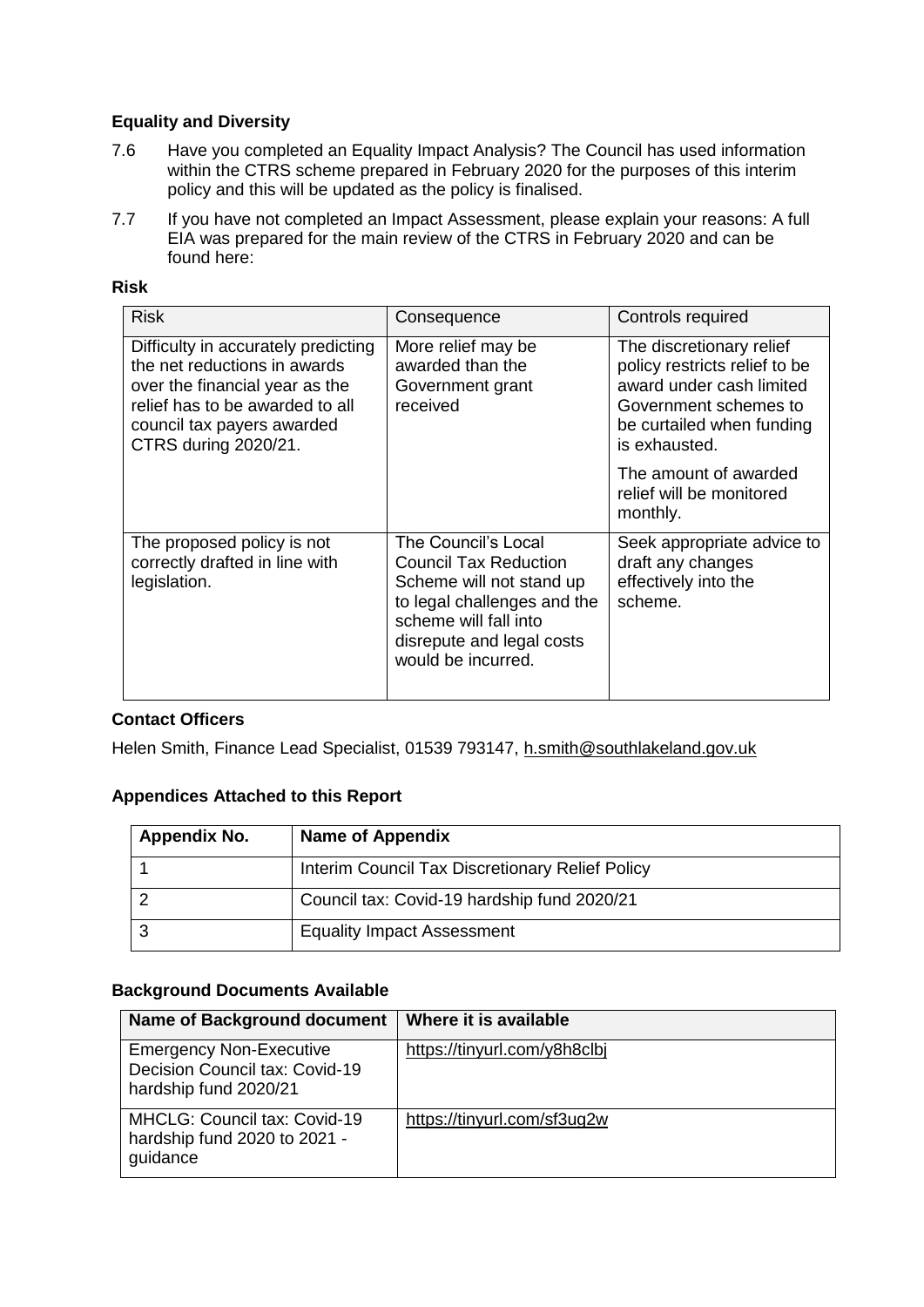### Equality and Diversity

7.6 Have you completed an Equality Impact Analysis? The Council has used information within the CTRS scheme prepared in February 2020 for the purposes of this interim policy and this will be updated as the policy is finalised.

7.7 If you have not completed an Impact Assessment, please explain your reasons: A full EIA was prepared for the main review of the CTRS in February 2020 and can be found here:

### Risk

| Risk | Consequence | Controls required |
|---|---|---|
| Difficulty in accurately predicting the net reductions in awards over the financial year as the relief has to be awarded to all council tax payers awarded CTRS during 2020/21. | More relief may be awarded than the Government grant received | The discretionary relief policy restricts relief to be award under cash limited Government schemes to be curtailed when funding is exhausted.<br><br>The amount of awarded relief will be monitored monthly. |
| The proposed policy is not correctly drafted in line with legislation. | The Council's Local Council Tax Reduction Scheme will not stand up to legal challenges and the scheme will fall into disrepute and legal costs would be incurred. | Seek appropriate advice to draft any changes effectively into the scheme. |

### Contact Officers

Helen Smith, Finance Lead Specialist, 01539 793147, h.smith@southlakeland.gov.uk

### Appendices Attached to this Report

| Appendix No. | Name of Appendix |
|---|---|
| 1 | Interim Council Tax Discretionary Relief Policy |
| 2 | Council tax: Covid-19 hardship fund 2020/21 |
| 3 | Equality Impact Assessment |

### Background Documents Available

| Name of Background document | Where it is available |
|---|---|
| Emergency Non-Executive Decision Council tax: Covid-19 hardship fund 2020/21 | https://tinyurl.com/y8h8clbj |
| MHCLG: Council tax: Covid-19 hardship fund 2020 to 2021 - guidance | https://tinyurl.com/sf3uq2w |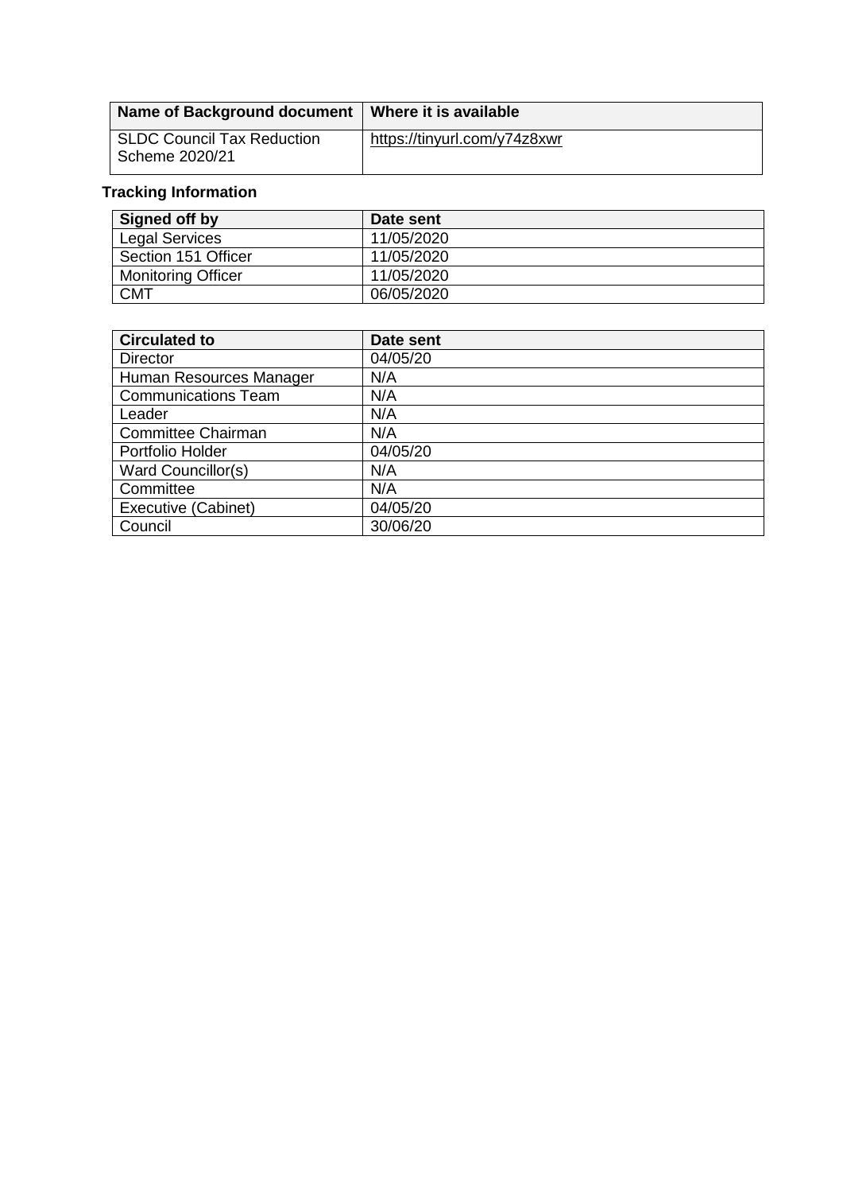| Name of Background document | Where it is available |
| --- | --- |
| SLDC Council Tax Reduction Scheme 2020/21 | https://tinyurl.com/y74z8xwr |

**Tracking Information**

| Signed off by | Date sent |
| --- | --- |
| Legal Services | 11/05/2020 |
| Section 151 Officer | 11/05/2020 |
| Monitoring Officer | 11/05/2020 |
| CMT | 06/05/2020 |

| Circulated to | Date sent |
| --- | --- |
| Director | 04/05/20 |
| Human Resources Manager | N/A |
| Communications Team | N/A |
| Leader | N/A |
| Committee Chairman | N/A |
| Portfolio Holder | 04/05/20 |
| Ward Councillor(s) | N/A |
| Committee | N/A |
| Executive (Cabinet) | 04/05/20 |
| Council | 30/06/20 |